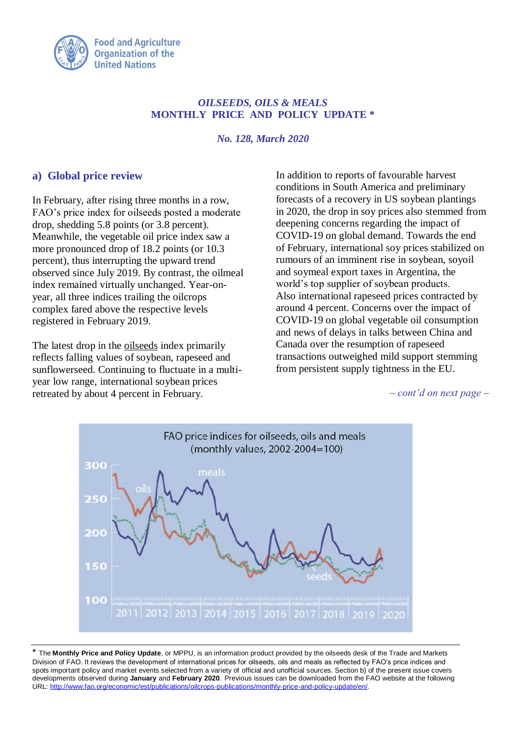Food and Agriculture Organization of the United Nations

*OILSEEDS, OILS & MEALS*
**MONTHLY PRICE AND POLICY UPDATE \***

***No. 128, March 2020***

## a) Global price review

In February, after rising three months in a row, FAO's price index for oilseeds posted a moderate drop, shedding 5.8 points (or 3.8 percent). Meanwhile, the vegetable oil price index saw a more pronounced drop of 18.2 points (or 10.3 percent), thus interrupting the upward trend observed since July 2019. By contrast, the oilmeal index remained virtually unchanged. Year-on-year, all three indices trailing the oilcrops complex fared above the respective levels registered in February 2019.

The latest drop in the oilseeds index primarily reflects falling values of soybean, rapeseed and sunflowerseed. Continuing to fluctuate in a multi-year low range, international soybean prices retreated by about 4 percent in February. In addition to reports of favourable harvest conditions in South America and preliminary forecasts of a recovery in US soybean plantings in 2020, the drop in soy prices also stemmed from deepening concerns regarding the impact of COVID-19 on global demand. Towards the end of February, international soy prices stabilized on rumours of an imminent rise in soybean, soyoil and soymeal export taxes in Argentina, the world's top supplier of soybean products. Also international rapeseed prices contracted by around 4 percent. Concerns over the impact of COVID-19 on global vegetable oil consumption and news of delays in talks between China and Canada over the resumption of rapeseed transactions outweighed mild support stemming from persistent supply tightness in the EU.

*– cont'd on next page –*

FAO price indices for oilseeds, oils and meals (monthly values, 2002-2004=100)

---

\* The **Monthly Price and Policy Update**, or MPPU, is an information product provided by the oilseeds desk of the Trade and Markets Division of FAO. It reviews the development of international prices for oilseeds, oils and meals as reflected by FAO's price indices and spots important policy and market events selected from a variety of official and unofficial sources. Section b) of the present issue covers developments observed during **January** and **February 2020**. Previous issues can be downloaded from the FAO website at the following URL: http://www.fao.org/economic/est/publications/oilcrops-publications/monthly-price-and-policy-update/en/.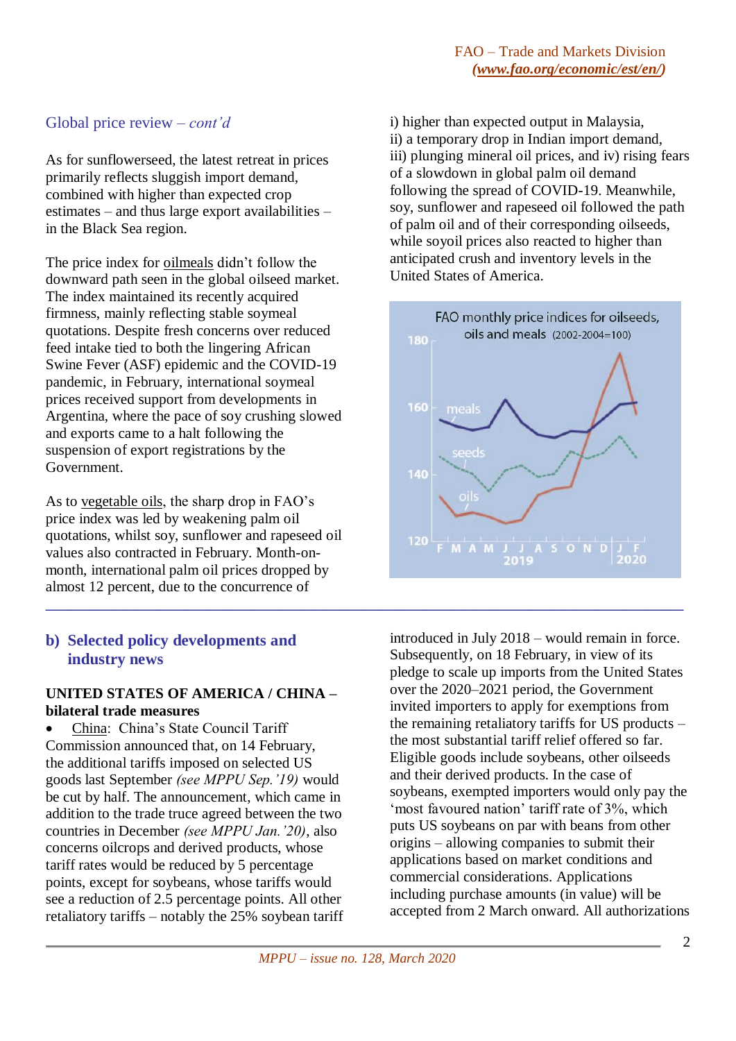## Global price review – *cont'd*

As for sunflowerseed, the latest retreat in prices primarily reflects sluggish import demand, combined with higher than expected crop estimates – and thus large export availabilities – in the Black Sea region.

The price index for oilmeals didn't follow the downward path seen in the global oilseed market. The index maintained its recently acquired firmness, mainly reflecting stable soymeal quotations. Despite fresh concerns over reduced feed intake tied to both the lingering African Swine Fever (ASF) epidemic and the COVID-19 pandemic, in February, international soymeal prices received support from developments in Argentina, where the pace of soy crushing slowed and exports came to a halt following the suspension of export registrations by the Government.

As to vegetable oils, the sharp drop in FAO's price index was led by weakening palm oil quotations, whilst soy, sunflower and rapeseed oil values also contracted in February. Month-on-month, international palm oil prices dropped by almost 12 percent, due to the concurrence of i) higher than expected output in Malaysia, ii) a temporary drop in Indian import demand, iii) plunging mineral oil prices, and iv) rising fears of a slowdown in global palm oil demand following the spread of COVID-19. Meanwhile, soy, sunflower and rapeseed oil followed the path of palm oil and of their corresponding oilseeds, while soyoil prices also reacted to higher than anticipated crush and inventory levels in the United States of America.

FAO monthly price indices for oilseeds, oils and meals (2002-2004=100)

## b) Selected policy developments and industry news

**UNITED STATES OF AMERICA / CHINA – bilateral trade measures**

- China: China's State Council Tariff Commission announced that, on 14 February, the additional tariffs imposed on selected US goods last September *(see MPPU Sep.'19)* would be cut by half. The announcement, which came in addition to the trade truce agreed between the two countries in December *(see MPPU Jan.'20)*, also concerns oilcrops and derived products, whose tariff rates would be reduced by 5 percentage points, except for soybeans, whose tariffs would see a reduction of 2.5 percentage points. All other retaliatory tariffs – notably the 25% soybean tariff introduced in July 2018 – would remain in force. Subsequently, on 18 February, in view of its pledge to scale up imports from the United States over the 2020–2021 period, the Government invited importers to apply for exemptions from the remaining retaliatory tariffs for US products – the most substantial tariff relief offered so far. Eligible goods include soybeans, other oilseeds and their derived products. In the case of soybeans, exempted importers would only pay the 'most favoured nation' tariff rate of 3%, which puts US soybeans on par with beans from other origins – allowing companies to submit their applications based on market conditions and commercial considerations. Applications including purchase amounts (in value) will be accepted from 2 March onward. All authorizations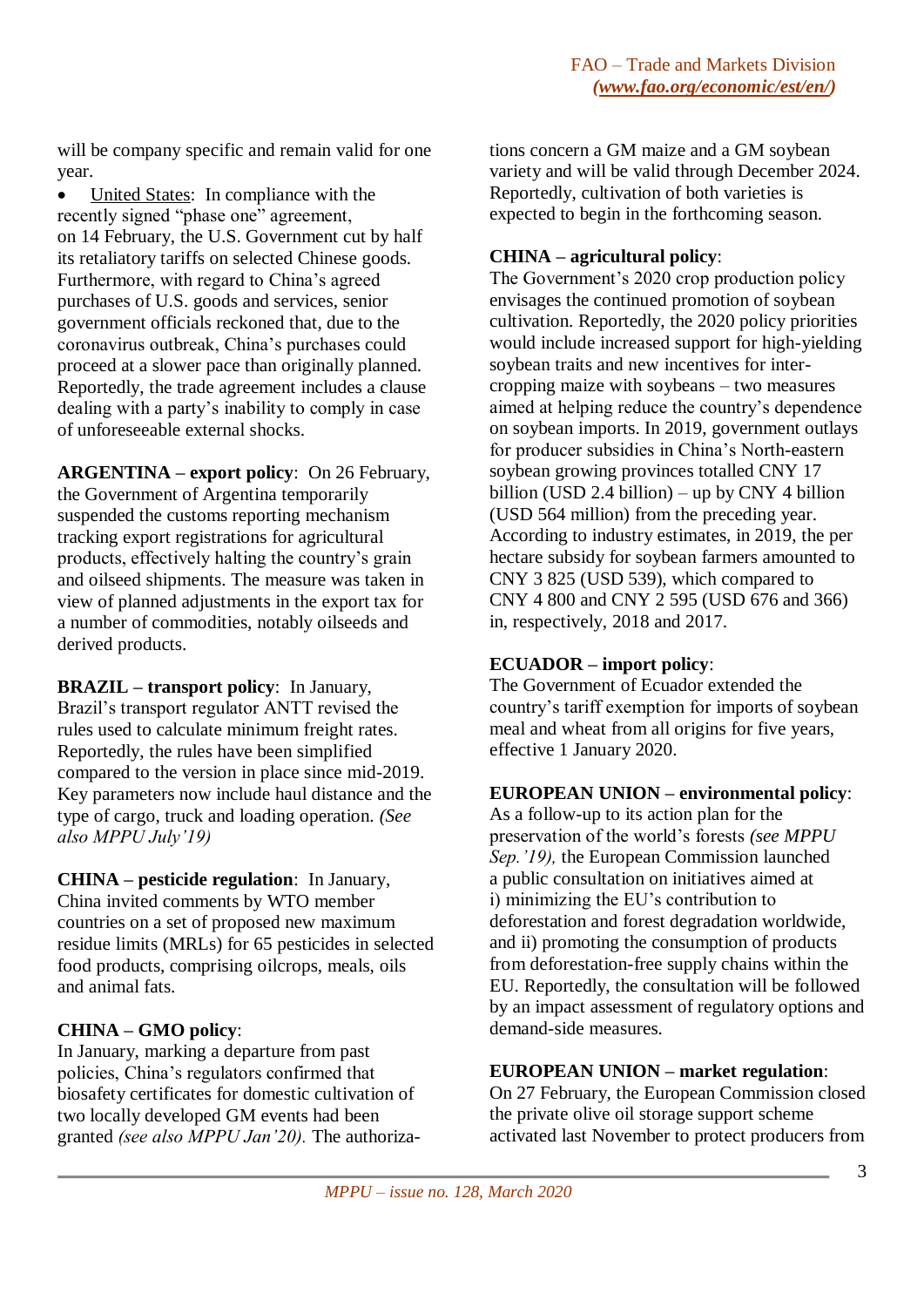will be company specific and remain valid for one year.

- United States: In compliance with the recently signed "phase one" agreement, on 14 February, the U.S. Government cut by half its retaliatory tariffs on selected Chinese goods. Furthermore, with regard to China's agreed purchases of U.S. goods and services, senior government officials reckoned that, due to the coronavirus outbreak, China's purchases could proceed at a slower pace than originally planned. Reportedly, the trade agreement includes a clause dealing with a party's inability to comply in case of unforeseeable external shocks.

**ARGENTINA – export policy**: On 26 February, the Government of Argentina temporarily suspended the customs reporting mechanism tracking export registrations for agricultural products, effectively halting the country's grain and oilseed shipments. The measure was taken in view of planned adjustments in the export tax for a number of commodities, notably oilseeds and derived products.

**BRAZIL – transport policy**: In January, Brazil's transport regulator ANTT revised the rules used to calculate minimum freight rates. Reportedly, the rules have been simplified compared to the version in place since mid-2019. Key parameters now include haul distance and the type of cargo, truck and loading operation. *(See also MPPU July'19)*

**CHINA – pesticide regulation**: In January, China invited comments by WTO member countries on a set of proposed new maximum residue limits (MRLs) for 65 pesticides in selected food products, comprising oilcrops, meals, oils and animal fats.

**CHINA – GMO policy**:
In January, marking a departure from past policies, China's regulators confirmed that biosafety certificates for domestic cultivation of two locally developed GM events had been granted *(see also MPPU Jan'20).* The authorizations concern a GM maize and a GM soybean variety and will be valid through December 2024. Reportedly, cultivation of both varieties is expected to begin in the forthcoming season.

**CHINA – agricultural policy**:
The Government's 2020 crop production policy envisages the continued promotion of soybean cultivation. Reportedly, the 2020 policy priorities would include increased support for high-yielding soybean traits and new incentives for inter-cropping maize with soybeans – two measures aimed at helping reduce the country's dependence on soybean imports. In 2019, government outlays for producer subsidies in China's North-eastern soybean growing provinces totalled CNY 17 billion (USD 2.4 billion) – up by CNY 4 billion (USD 564 million) from the preceding year. According to industry estimates, in 2019, the per hectare subsidy for soybean farmers amounted to CNY 3 825 (USD 539), which compared to CNY 4 800 and CNY 2 595 (USD 676 and 366) in, respectively, 2018 and 2017.

**ECUADOR – import policy**:
The Government of Ecuador extended the country's tariff exemption for imports of soybean meal and wheat from all origins for five years, effective 1 January 2020.

**EUROPEAN UNION – environmental policy**:
As a follow-up to its action plan for the preservation of the world's forests *(see MPPU Sep.'19),* the European Commission launched a public consultation on initiatives aimed at i) minimizing the EU's contribution to deforestation and forest degradation worldwide, and ii) promoting the consumption of products from deforestation-free supply chains within the EU. Reportedly, the consultation will be followed by an impact assessment of regulatory options and demand-side measures.

**EUROPEAN UNION – market regulation**:
On 27 February, the European Commission closed the private olive oil storage support scheme activated last November to protect producers from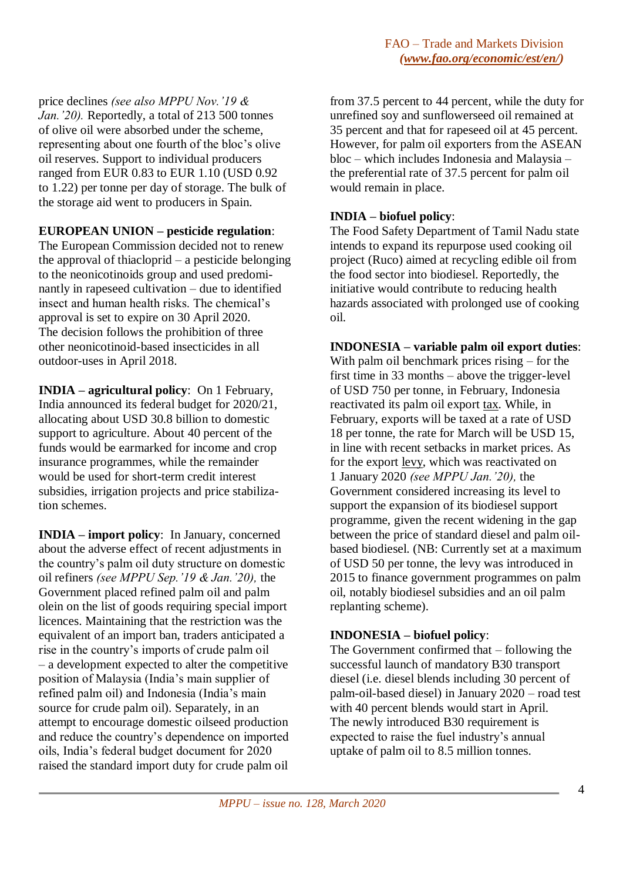price declines *(see also MPPU Nov.'19 & Jan.'20).* Reportedly, a total of 213 500 tonnes of olive oil were absorbed under the scheme, representing about one fourth of the bloc's olive oil reserves. Support to individual producers ranged from EUR 0.83 to EUR 1.10 (USD 0.92 to 1.22) per tonne per day of storage. The bulk of the storage aid went to producers in Spain.

**EUROPEAN UNION – pesticide regulation**: The European Commission decided not to renew the approval of thiacloprid – a pesticide belonging to the neonicotinoids group and used predominantly in rapeseed cultivation – due to identified insect and human health risks. The chemical's approval is set to expire on 30 April 2020. The decision follows the prohibition of three other neonicotinoid-based insecticides in all outdoor-uses in April 2018.

**INDIA – agricultural policy**: On 1 February, India announced its federal budget for 2020/21, allocating about USD 30.8 billion to domestic support to agriculture. About 40 percent of the funds would be earmarked for income and crop insurance programmes, while the remainder would be used for short-term credit interest subsidies, irrigation projects and price stabilization schemes.

**INDIA – import policy**: In January, concerned about the adverse effect of recent adjustments in the country's palm oil duty structure on domestic oil refiners *(see MPPU Sep.'19 & Jan.'20),* the Government placed refined palm oil and palm olein on the list of goods requiring special import licences. Maintaining that the restriction was the equivalent of an import ban, traders anticipated a rise in the country's imports of crude palm oil – a development expected to alter the competitive position of Malaysia (India's main supplier of refined palm oil) and Indonesia (India's main source for crude palm oil). Separately, in an attempt to encourage domestic oilseed production and reduce the country's dependence on imported oils, India's federal budget document for 2020 raised the standard import duty for crude palm oil from 37.5 percent to 44 percent, while the duty for unrefined soy and sunflowerseed oil remained at 35 percent and that for rapeseed oil at 45 percent. However, for palm oil exporters from the ASEAN bloc – which includes Indonesia and Malaysia – the preferential rate of 37.5 percent for palm oil would remain in place.

**INDIA – biofuel policy**: The Food Safety Department of Tamil Nadu state intends to expand its repurpose used cooking oil project (Ruco) aimed at recycling edible oil from the food sector into biodiesel. Reportedly, the initiative would contribute to reducing health hazards associated with prolonged use of cooking oil.

**INDONESIA – variable palm oil export duties**: With palm oil benchmark prices rising – for the first time in 33 months – above the trigger-level of USD 750 per tonne, in February, Indonesia reactivated its palm oil export tax. While, in February, exports will be taxed at a rate of USD 18 per tonne, the rate for March will be USD 15, in line with recent setbacks in market prices. As for the export levy, which was reactivated on 1 January 2020 *(see MPPU Jan.'20),* the Government considered increasing its level to support the expansion of its biodiesel support programme, given the recent widening in the gap between the price of standard diesel and palm oil-based biodiesel. (NB: Currently set at a maximum of USD 50 per tonne, the levy was introduced in 2015 to finance government programmes on palm oil, notably biodiesel subsidies and an oil palm replanting scheme).

**INDONESIA – biofuel policy**: The Government confirmed that – following the successful launch of mandatory B30 transport diesel (i.e. diesel blends including 30 percent of palm-oil-based diesel) in January 2020 – road test with 40 percent blends would start in April. The newly introduced B30 requirement is expected to raise the fuel industry's annual uptake of palm oil to 8.5 million tonnes.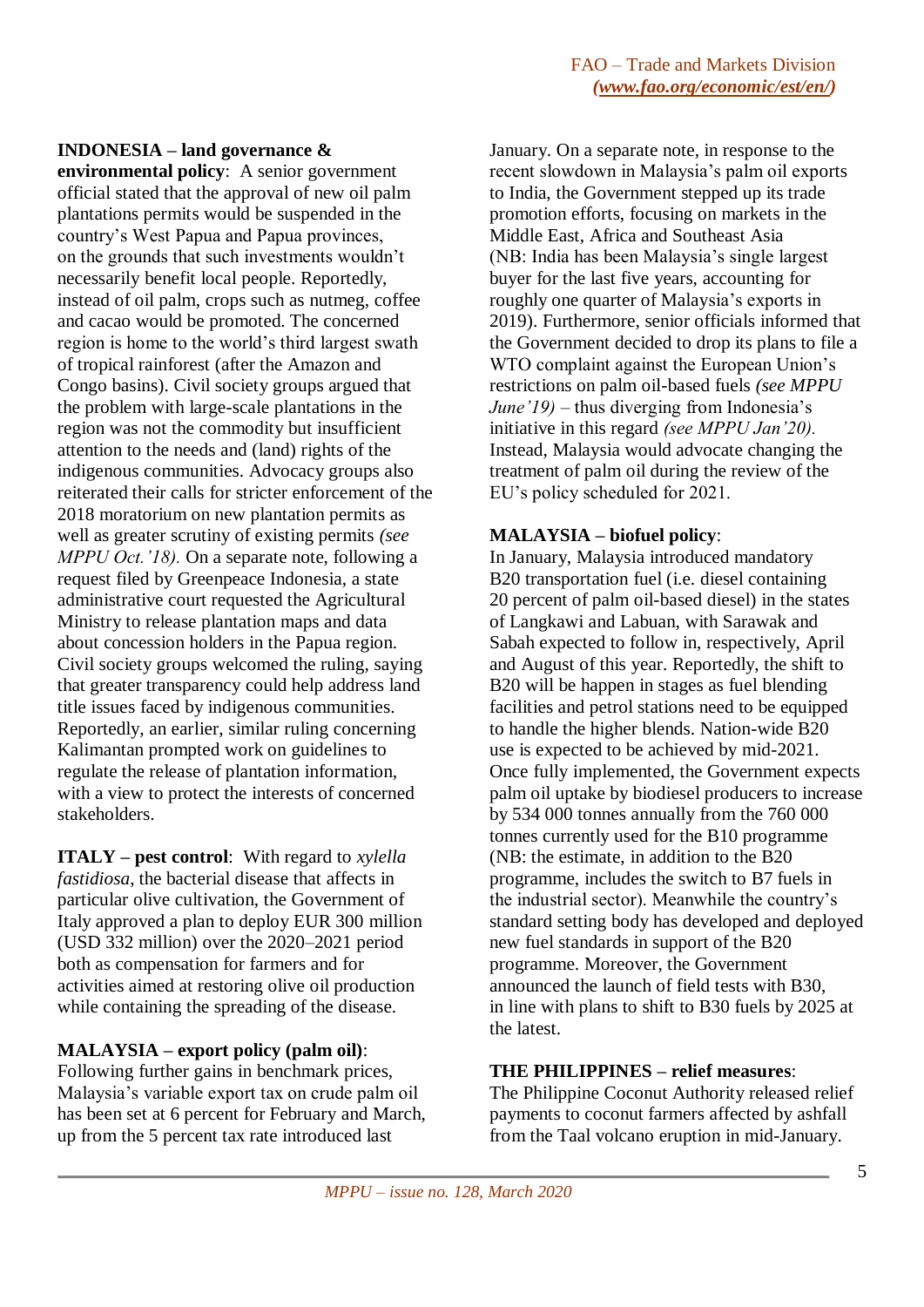**INDONESIA – land governance & environmental policy**: A senior government official stated that the approval of new oil palm plantations permits would be suspended in the country's West Papua and Papua provinces, on the grounds that such investments wouldn't necessarily benefit local people. Reportedly, instead of oil palm, crops such as nutmeg, coffee and cacao would be promoted. The concerned region is home to the world's third largest swath of tropical rainforest (after the Amazon and Congo basins). Civil society groups argued that the problem with large-scale plantations in the region was not the commodity but insufficient attention to the needs and (land) rights of the indigenous communities. Advocacy groups also reiterated their calls for stricter enforcement of the 2018 moratorium on new plantation permits as well as greater scrutiny of existing permits *(see MPPU Oct.'18)*. On a separate note, following a request filed by Greenpeace Indonesia, a state administrative court requested the Agricultural Ministry to release plantation maps and data about concession holders in the Papua region. Civil society groups welcomed the ruling, saying that greater transparency could help address land title issues faced by indigenous communities. Reportedly, an earlier, similar ruling concerning Kalimantan prompted work on guidelines to regulate the release of plantation information, with a view to protect the interests of concerned stakeholders.

**ITALY – pest control**: With regard to *xylella fastidiosa*, the bacterial disease that affects in particular olive cultivation, the Government of Italy approved a plan to deploy EUR 300 million (USD 332 million) over the 2020–2021 period both as compensation for farmers and for activities aimed at restoring olive oil production while containing the spreading of the disease.

**MALAYSIA – export policy (palm oil)**: Following further gains in benchmark prices, Malaysia's variable export tax on crude palm oil has been set at 6 percent for February and March, up from the 5 percent tax rate introduced last January. On a separate note, in response to the recent slowdown in Malaysia's palm oil exports to India, the Government stepped up its trade promotion efforts, focusing on markets in the Middle East, Africa and Southeast Asia (NB: India has been Malaysia's single largest buyer for the last five years, accounting for roughly one quarter of Malaysia's exports in 2019). Furthermore, senior officials informed that the Government decided to drop its plans to file a WTO complaint against the European Union's restrictions on palm oil-based fuels *(see MPPU June'19)* – thus diverging from Indonesia's initiative in this regard *(see MPPU Jan'20)*. Instead, Malaysia would advocate changing the treatment of palm oil during the review of the EU's policy scheduled for 2021.

**MALAYSIA – biofuel policy**:
In January, Malaysia introduced mandatory B20 transportation fuel (i.e. diesel containing 20 percent of palm oil-based diesel) in the states of Langkawi and Labuan, with Sarawak and Sabah expected to follow in, respectively, April and August of this year. Reportedly, the shift to B20 will be happen in stages as fuel blending facilities and petrol stations need to be equipped to handle the higher blends. Nation-wide B20 use is expected to be achieved by mid-2021. Once fully implemented, the Government expects palm oil uptake by biodiesel producers to increase by 534 000 tonnes annually from the 760 000 tonnes currently used for the B10 programme (NB: the estimate, in addition to the B20 programme, includes the switch to B7 fuels in the industrial sector). Meanwhile the country's standard setting body has developed and deployed new fuel standards in support of the B20 programme. Moreover, the Government announced the launch of field tests with B30, in line with plans to shift to B30 fuels by 2025 at the latest.

**THE PHILIPPINES – relief measures**:
The Philippine Coconut Authority released relief payments to coconut farmers affected by ashfall from the Taal volcano eruption in mid-January.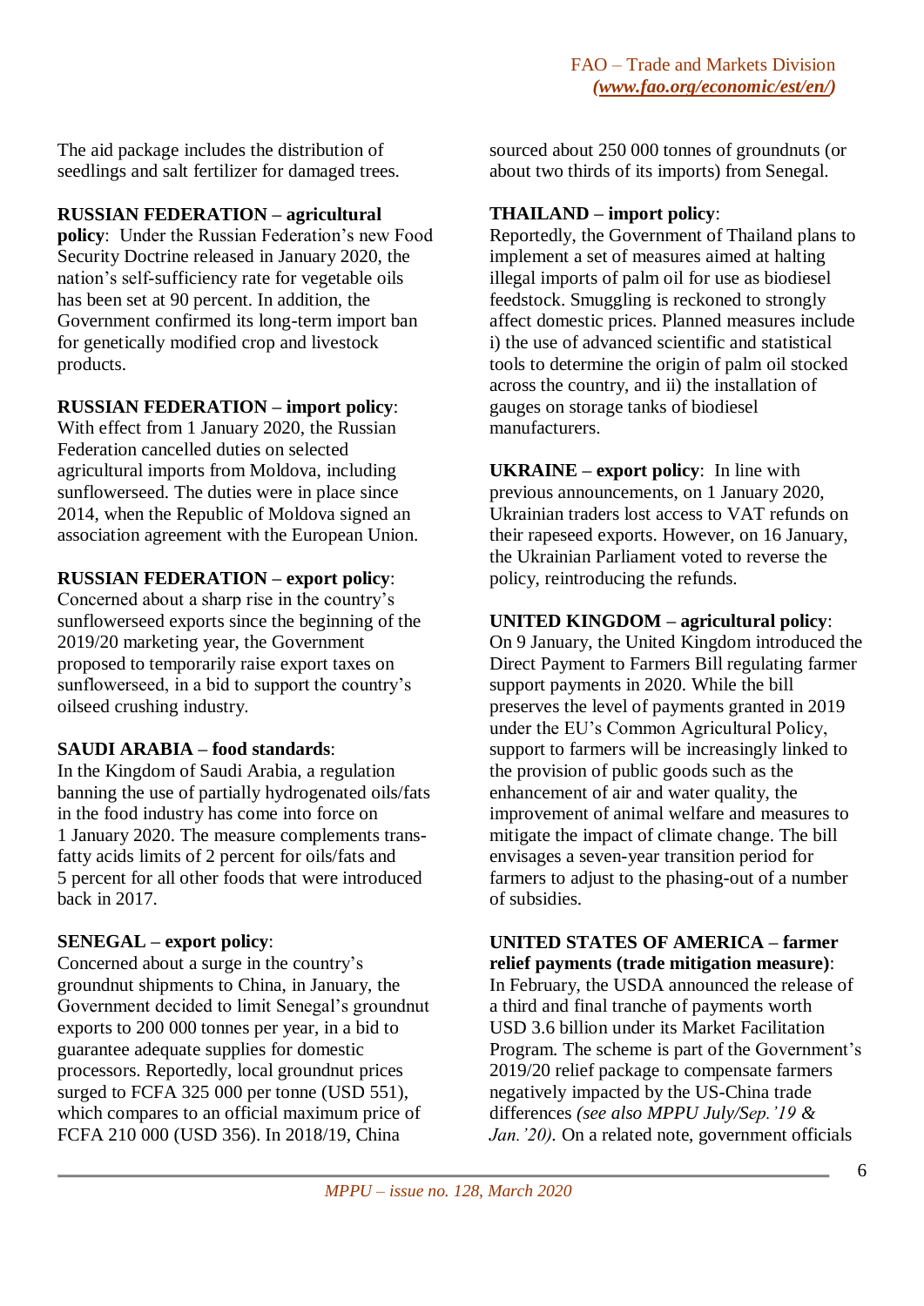The aid package includes the distribution of seedlings and salt fertilizer for damaged trees.

**RUSSIAN FEDERATION – agricultural policy**: Under the Russian Federation's new Food Security Doctrine released in January 2020, the nation's self-sufficiency rate for vegetable oils has been set at 90 percent. In addition, the Government confirmed its long-term import ban for genetically modified crop and livestock products.

**RUSSIAN FEDERATION – import policy**: With effect from 1 January 2020, the Russian Federation cancelled duties on selected agricultural imports from Moldova, including sunflowerseed. The duties were in place since 2014, when the Republic of Moldova signed an association agreement with the European Union.

**RUSSIAN FEDERATION – export policy**: Concerned about a sharp rise in the country's sunflowerseed exports since the beginning of the 2019/20 marketing year, the Government proposed to temporarily raise export taxes on sunflowerseed, in a bid to support the country's oilseed crushing industry.

**SAUDI ARABIA – food standards**: In the Kingdom of Saudi Arabia, a regulation banning the use of partially hydrogenated oils/fats in the food industry has come into force on 1 January 2020. The measure complements trans-fatty acids limits of 2 percent for oils/fats and 5 percent for all other foods that were introduced back in 2017.

**SENEGAL – export policy**: Concerned about a surge in the country's groundnut shipments to China, in January, the Government decided to limit Senegal's groundnut exports to 200 000 tonnes per year, in a bid to guarantee adequate supplies for domestic processors. Reportedly, local groundnut prices surged to FCFA 325 000 per tonne (USD 551), which compares to an official maximum price of FCFA 210 000 (USD 356). In 2018/19, China sourced about 250 000 tonnes of groundnuts (or about two thirds of its imports) from Senegal.

**THAILAND – import policy**: Reportedly, the Government of Thailand plans to implement a set of measures aimed at halting illegal imports of palm oil for use as biodiesel feedstock. Smuggling is reckoned to strongly affect domestic prices. Planned measures include i) the use of advanced scientific and statistical tools to determine the origin of palm oil stocked across the country, and ii) the installation of gauges on storage tanks of biodiesel manufacturers.

**UKRAINE – export policy**: In line with previous announcements, on 1 January 2020, Ukrainian traders lost access to VAT refunds on their rapeseed exports. However, on 16 January, the Ukrainian Parliament voted to reverse the policy, reintroducing the refunds.

**UNITED KINGDOM – agricultural policy**: On 9 January, the United Kingdom introduced the Direct Payment to Farmers Bill regulating farmer support payments in 2020. While the bill preserves the level of payments granted in 2019 under the EU's Common Agricultural Policy, support to farmers will be increasingly linked to the provision of public goods such as the enhancement of air and water quality, the improvement of animal welfare and measures to mitigate the impact of climate change. The bill envisages a seven-year transition period for farmers to adjust to the phasing-out of a number of subsidies.

**UNITED STATES OF AMERICA – farmer relief payments (trade mitigation measure)**: In February, the USDA announced the release of a third and final tranche of payments worth USD 3.6 billion under its Market Facilitation Program. The scheme is part of the Government's 2019/20 relief package to compensate farmers negatively impacted by the US-China trade differences *(see also MPPU July/Sep.'19 & Jan.'20)*. On a related note, government officials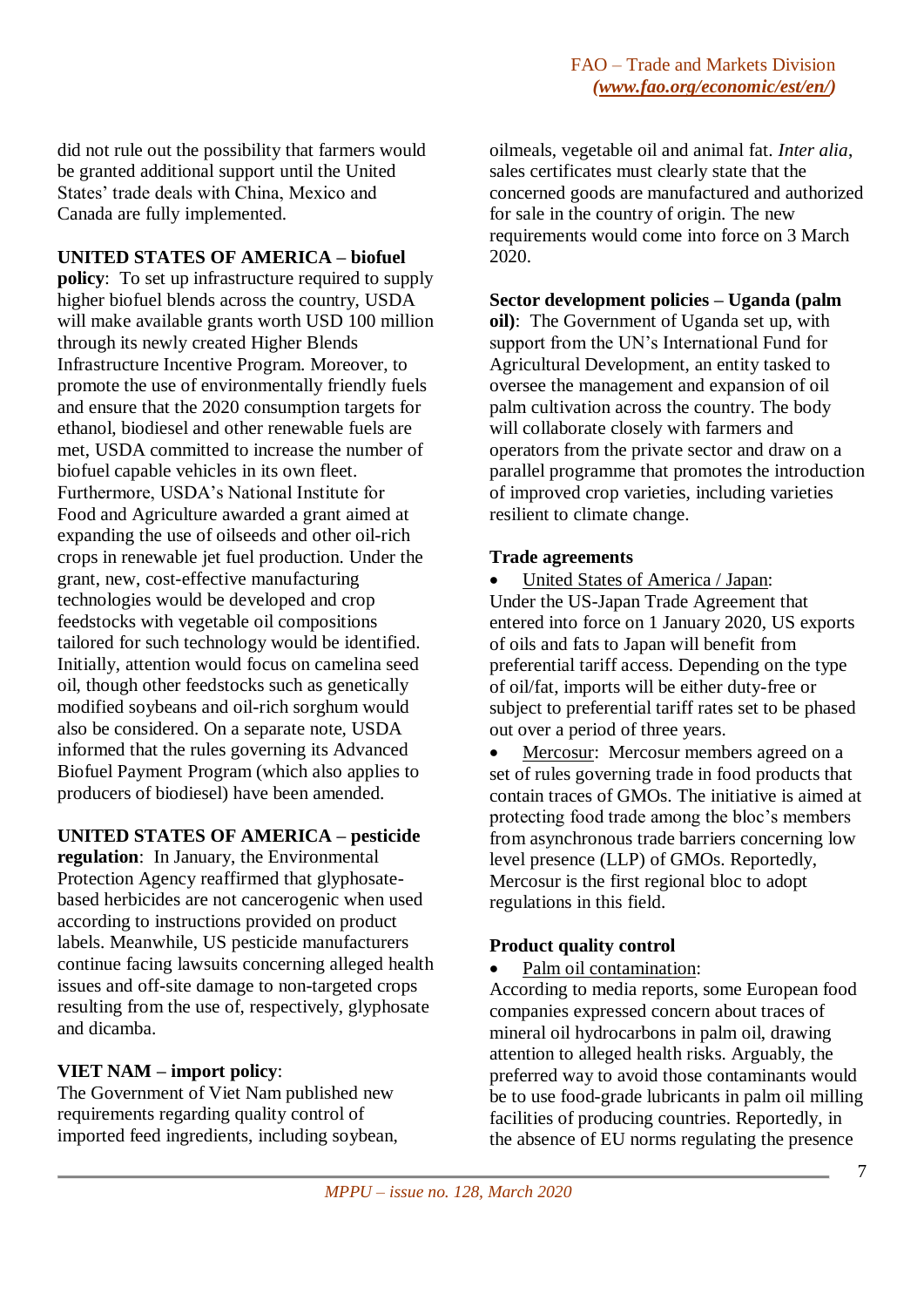did not rule out the possibility that farmers would be granted additional support until the United States' trade deals with China, Mexico and Canada are fully implemented.

**UNITED STATES OF AMERICA – biofuel policy**: To set up infrastructure required to supply higher biofuel blends across the country, USDA will make available grants worth USD 100 million through its newly created Higher Blends Infrastructure Incentive Program. Moreover, to promote the use of environmentally friendly fuels and ensure that the 2020 consumption targets for ethanol, biodiesel and other renewable fuels are met, USDA committed to increase the number of biofuel capable vehicles in its own fleet. Furthermore, USDA's National Institute for Food and Agriculture awarded a grant aimed at expanding the use of oilseeds and other oil-rich crops in renewable jet fuel production. Under the grant, new, cost-effective manufacturing technologies would be developed and crop feedstocks with vegetable oil compositions tailored for such technology would be identified. Initially, attention would focus on camelina seed oil, though other feedstocks such as genetically modified soybeans and oil-rich sorghum would also be considered. On a separate note, USDA informed that the rules governing its Advanced Biofuel Payment Program (which also applies to producers of biodiesel) have been amended.

**UNITED STATES OF AMERICA – pesticide regulation**: In January, the Environmental Protection Agency reaffirmed that glyphosate-based herbicides are not cancerogenic when used according to instructions provided on product labels. Meanwhile, US pesticide manufacturers continue facing lawsuits concerning alleged health issues and off-site damage to non-targeted crops resulting from the use of, respectively, glyphosate and dicamba.

**VIET NAM – import policy**:
The Government of Viet Nam published new requirements regarding quality control of imported feed ingredients, including soybean, oilmeals, vegetable oil and animal fat. *Inter alia*, sales certificates must clearly state that the concerned goods are manufactured and authorized for sale in the country of origin. The new requirements would come into force on 3 March 2020.

**Sector development policies – Uganda (palm oil)**: The Government of Uganda set up, with support from the UN's International Fund for Agricultural Development, an entity tasked to oversee the management and expansion of oil palm cultivation across the country. The body will collaborate closely with farmers and operators from the private sector and draw on a parallel programme that promotes the introduction of improved crop varieties, including varieties resilient to climate change.

**Trade agreements**

- United States of America / Japan:
Under the US-Japan Trade Agreement that entered into force on 1 January 2020, US exports of oils and fats to Japan will benefit from preferential tariff access. Depending on the type of oil/fat, imports will be either duty-free or subject to preferential tariff rates set to be phased out over a period of three years.
- Mercosur: Mercosur members agreed on a set of rules governing trade in food products that contain traces of GMOs. The initiative is aimed at protecting food trade among the bloc's members from asynchronous trade barriers concerning low level presence (LLP) of GMOs. Reportedly, Mercosur is the first regional bloc to adopt regulations in this field.

**Product quality control**

- Palm oil contamination:
According to media reports, some European food companies expressed concern about traces of mineral oil hydrocarbons in palm oil, drawing attention to alleged health risks. Arguably, the preferred way to avoid those contaminants would be to use food-grade lubricants in palm oil milling facilities of producing countries. Reportedly, in the absence of EU norms regulating the presence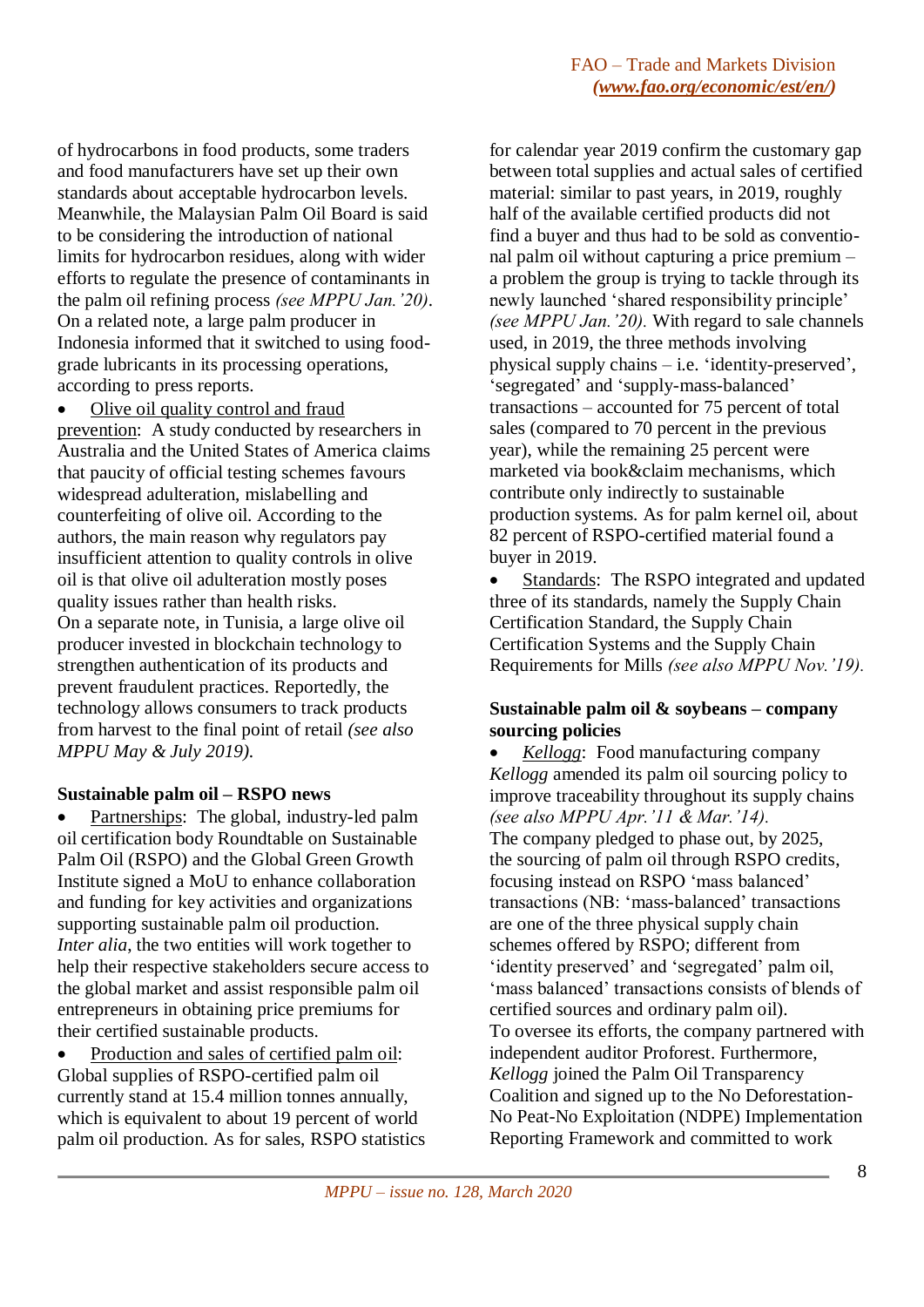of hydrocarbons in food products, some traders and food manufacturers have set up their own standards about acceptable hydrocarbon levels. Meanwhile, the Malaysian Palm Oil Board is said to be considering the introduction of national limits for hydrocarbon residues, along with wider efforts to regulate the presence of contaminants in the palm oil refining process *(see MPPU Jan.'20)*. On a related note, a large palm producer in Indonesia informed that it switched to using food-grade lubricants in its processing operations, according to press reports.

- Olive oil quality control and fraud prevention: A study conducted by researchers in Australia and the United States of America claims that paucity of official testing schemes favours widespread adulteration, mislabelling and counterfeiting of olive oil. According to the authors, the main reason why regulators pay insufficient attention to quality controls in olive oil is that olive oil adulteration mostly poses quality issues rather than health risks.

On a separate note, in Tunisia, a large olive oil producer invested in blockchain technology to strengthen authentication of its products and prevent fraudulent practices. Reportedly, the technology allows consumers to track products from harvest to the final point of retail *(see also MPPU May & July 2019)*.

**Sustainable palm oil – RSPO news**

- Partnerships: The global, industry-led palm oil certification body Roundtable on Sustainable Palm Oil (RSPO) and the Global Green Growth Institute signed a MoU to enhance collaboration and funding for key activities and organizations supporting sustainable palm oil production. *Inter alia*, the two entities will work together to help their respective stakeholders secure access to the global market and assist responsible palm oil entrepreneurs in obtaining price premiums for their certified sustainable products.
- Production and sales of certified palm oil: Global supplies of RSPO-certified palm oil currently stand at 15.4 million tonnes annually, which is equivalent to about 19 percent of world palm oil production. As for sales, RSPO statistics for calendar year 2019 confirm the customary gap between total supplies and actual sales of certified material: similar to past years, in 2019, roughly half of the available certified products did not find a buyer and thus had to be sold as conventional palm oil without capturing a price premium – a problem the group is trying to tackle through its newly launched 'shared responsibility principle' *(see MPPU Jan.'20)*. With regard to sale channels used, in 2019, the three methods involving physical supply chains – i.e. 'identity-preserved', 'segregated' and 'supply-mass-balanced' transactions – accounted for 75 percent of total sales (compared to 70 percent in the previous year), while the remaining 25 percent were marketed via book&claim mechanisms, which contribute only indirectly to sustainable production systems. As for palm kernel oil, about 82 percent of RSPO-certified material found a buyer in 2019.
- Standards: The RSPO integrated and updated three of its standards, namely the Supply Chain Certification Standard, the Supply Chain Certification Systems and the Supply Chain Requirements for Mills *(see also MPPU Nov.'19)*.

**Sustainable palm oil & soybeans – company sourcing policies**

- *Kellogg*: Food manufacturing company *Kellogg* amended its palm oil sourcing policy to improve traceability throughout its supply chains *(see also MPPU Apr.'11 & Mar.'14)*.

The company pledged to phase out, by 2025, the sourcing of palm oil through RSPO credits, focusing instead on RSPO 'mass balanced' transactions (NB: 'mass-balanced' transactions are one of the three physical supply chain schemes offered by RSPO; different from 'identity preserved' and 'segregated' palm oil, 'mass balanced' transactions consists of blends of certified sources and ordinary palm oil).
To oversee its efforts, the company partnered with independent auditor Proforest. Furthermore, *Kellogg* joined the Palm Oil Transparency Coalition and signed up to the No Deforestation-No Peat-No Exploitation (NDPE) Implementation Reporting Framework and committed to work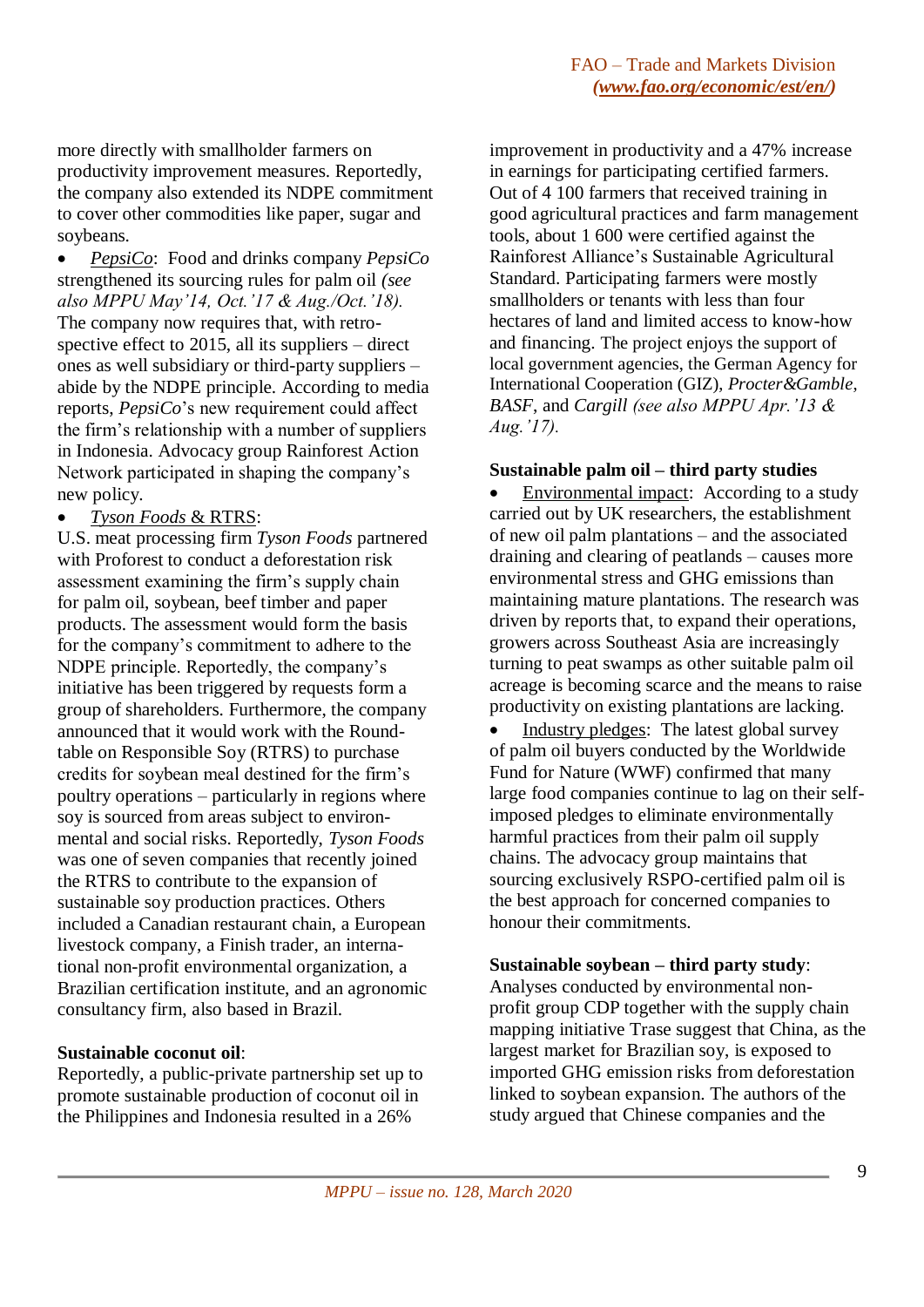more directly with smallholder farmers on productivity improvement measures. Reportedly, the company also extended its NDPE commitment to cover other commodities like paper, sugar and soybeans.

- PepsiCo: Food and drinks company *PepsiCo* strengthened its sourcing rules for palm oil *(see also MPPU May'14, Oct.'17 & Aug./Oct.'18).* The company now requires that, with retro-spective effect to 2015, all its suppliers – direct ones as well subsidiary or third-party suppliers – abide by the NDPE principle. According to media reports, *PepsiCo*'s new requirement could affect the firm's relationship with a number of suppliers in Indonesia. Advocacy group Rainforest Action Network participated in shaping the company's new policy.
- *Tyson Foods* & RTRS:
U.S. meat processing firm *Tyson Foods* partnered with Proforest to conduct a deforestation risk assessment examining the firm's supply chain for palm oil, soybean, beef timber and paper products. The assessment would form the basis for the company's commitment to adhere to the NDPE principle. Reportedly, the company's initiative has been triggered by requests form a group of shareholders. Furthermore, the company announced that it would work with the Round-table on Responsible Soy (RTRS) to purchase credits for soybean meal destined for the firm's poultry operations – particularly in regions where soy is sourced from areas subject to environ-mental and social risks. Reportedly, *Tyson Foods* was one of seven companies that recently joined the RTRS to contribute to the expansion of sustainable soy production practices. Others included a Canadian restaurant chain, a European livestock company, a Finish trader, an interna-tional non-profit environmental organization, a Brazilian certification institute, and an agronomic consultancy firm, also based in Brazil.

**Sustainable coconut oil**:
Reportedly, a public-private partnership set up to promote sustainable production of coconut oil in the Philippines and Indonesia resulted in a 26% improvement in productivity and a 47% increase in earnings for participating certified farmers. Out of 4 100 farmers that received training in good agricultural practices and farm management tools, about 1 600 were certified against the Rainforest Alliance's Sustainable Agricultural Standard. Participating farmers were mostly smallholders or tenants with less than four hectares of land and limited access to know-how and financing. The project enjoys the support of local government agencies, the German Agency for International Cooperation (GIZ), *Procter&Gamble*, *BASF*, and *Cargill* *(see also MPPU Apr.'13 & Aug.'17).*

**Sustainable palm oil – third party studies**

- Environmental impact: According to a study carried out by UK researchers, the establishment of new oil palm plantations – and the associated draining and clearing of peatlands – causes more environmental stress and GHG emissions than maintaining mature plantations. The research was driven by reports that, to expand their operations, growers across Southeast Asia are increasingly turning to peat swamps as other suitable palm oil acreage is becoming scarce and the means to raise productivity on existing plantations are lacking.
- Industry pledges: The latest global survey of palm oil buyers conducted by the Worldwide Fund for Nature (WWF) confirmed that many large food companies continue to lag on their self-imposed pledges to eliminate environmentally harmful practices from their palm oil supply chains. The advocacy group maintains that sourcing exclusively RSPO-certified palm oil is the best approach for concerned companies to honour their commitments.

**Sustainable soybean – third party study**:
Analyses conducted by environmental non-profit group CDP together with the supply chain mapping initiative Trase suggest that China, as the largest market for Brazilian soy, is exposed to imported GHG emission risks from deforestation linked to soybean expansion. The authors of the study argued that Chinese companies and the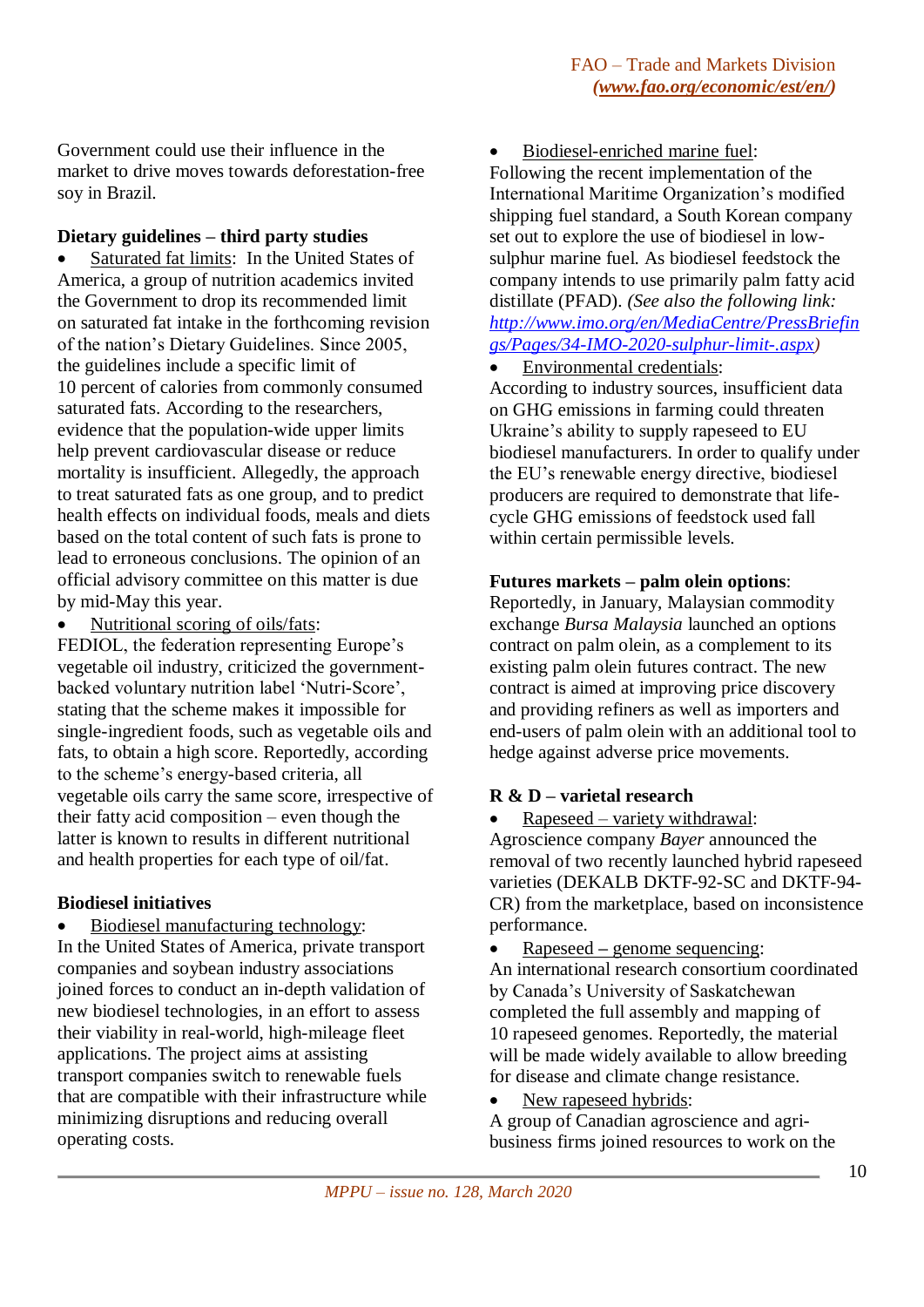Government could use their influence in the market to drive moves towards deforestation-free soy in Brazil.

**Dietary guidelines – third party studies**

- Saturated fat limits: In the United States of America, a group of nutrition academics invited the Government to drop its recommended limit on saturated fat intake in the forthcoming revision of the nation's Dietary Guidelines. Since 2005, the guidelines include a specific limit of 10 percent of calories from commonly consumed saturated fats. According to the researchers, evidence that the population-wide upper limits help prevent cardiovascular disease or reduce mortality is insufficient. Allegedly, the approach to treat saturated fats as one group, and to predict health effects on individual foods, meals and diets based on the total content of such fats is prone to lead to erroneous conclusions. The opinion of an official advisory committee on this matter is due by mid-May this year.
- Nutritional scoring of oils/fats: FEDIOL, the federation representing Europe's vegetable oil industry, criticized the government-backed voluntary nutrition label 'Nutri-Score', stating that the scheme makes it impossible for single-ingredient foods, such as vegetable oils and fats, to obtain a high score. Reportedly, according to the scheme's energy-based criteria, all vegetable oils carry the same score, irrespective of their fatty acid composition – even though the latter is known to results in different nutritional and health properties for each type of oil/fat.

**Biodiesel initiatives**

- Biodiesel manufacturing technology: In the United States of America, private transport companies and soybean industry associations joined forces to conduct an in-depth validation of new biodiesel technologies, in an effort to assess their viability in real-world, high-mileage fleet applications. The project aims at assisting transport companies switch to renewable fuels that are compatible with their infrastructure while minimizing disruptions and reducing overall operating costs.
- Biodiesel-enriched marine fuel: Following the recent implementation of the International Maritime Organization's modified shipping fuel standard, a South Korean company set out to explore the use of biodiesel in low-sulphur marine fuel. As biodiesel feedstock the company intends to use primarily palm fatty acid distillate (PFAD). *(See also the following link: [http://www.imo.org/en/MediaCentre/PressBriefings/Pages/34-IMO-2020-sulphur-limit-.aspx](http://www.imo.org/en/MediaCentre/PressBriefings/Pages/34-IMO-2020-sulphur-limit-.aspx))*
- Environmental credentials: According to industry sources, insufficient data on GHG emissions in farming could threaten Ukraine's ability to supply rapeseed to EU biodiesel manufacturers. In order to qualify under the EU's renewable energy directive, biodiesel producers are required to demonstrate that life-cycle GHG emissions of feedstock used fall within certain permissible levels.

**Futures markets – palm olein options**: Reportedly, in January, Malaysian commodity exchange *Bursa Malaysia* launched an options contract on palm olein, as a complement to its existing palm olein futures contract. The new contract is aimed at improving price discovery and providing refiners as well as importers and end-users of palm olein with an additional tool to hedge against adverse price movements.

**R & D – varietal research**

- Rapeseed – variety withdrawal: Agroscience company *Bayer* announced the removal of two recently launched hybrid rapeseed varieties (DEKALB DKTF-92-SC and DKTF-94-CR) from the marketplace, based on inconsistence performance.
- Rapeseed – genome sequencing: An international research consortium coordinated by Canada's University of Saskatchewan completed the full assembly and mapping of 10 rapeseed genomes. Reportedly, the material will be made widely available to allow breeding for disease and climate change resistance.
- New rapeseed hybrids: A group of Canadian agroscience and agri-business firms joined resources to work on the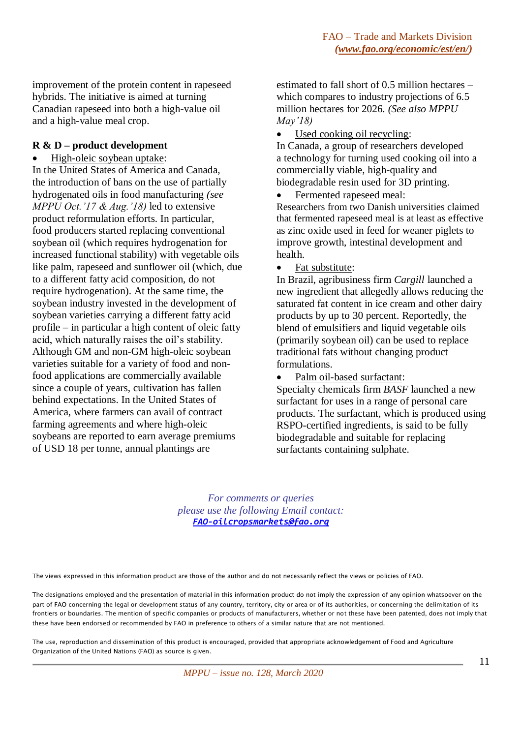improvement of the protein content in rapeseed hybrids. The initiative is aimed at turning Canadian rapeseed into both a high-value oil and a high-value meal crop.

**R & D – product development**

- High-oleic soybean uptake:

In the United States of America and Canada, the introduction of bans on the use of partially hydrogenated oils in food manufacturing *(see MPPU Oct.'17 & Aug.'18)* led to extensive product reformulation efforts. In particular, food producers started replacing conventional soybean oil (which requires hydrogenation for increased functional stability) with vegetable oils like palm, rapeseed and sunflower oil (which, due to a different fatty acid composition, do not require hydrogenation). At the same time, the soybean industry invested in the development of soybean varieties carrying a different fatty acid profile – in particular a high content of oleic fatty acid, which naturally raises the oil's stability. Although GM and non-GM high-oleic soybean varieties suitable for a variety of food and non-food applications are commercially available since a couple of years, cultivation has fallen behind expectations. In the United States of America, where farmers can avail of contract farming agreements and where high-oleic soybeans are reported to earn average premiums of USD 18 per tonne, annual plantings are estimated to fall short of 0.5 million hectares – which compares to industry projections of 6.5 million hectares for 2026. *(See also MPPU May'18)*

- Used cooking oil recycling:

In Canada, a group of researchers developed a technology for turning used cooking oil into a commercially viable, high-quality and biodegradable resin used for 3D printing.

- Fermented rapeseed meal:

Researchers from two Danish universities claimed that fermented rapeseed meal is at least as effective as zinc oxide used in feed for weaner piglets to improve growth, intestinal development and health.

- Fat substitute:

In Brazil, agribusiness firm *Cargill* launched a new ingredient that allegedly allows reducing the saturated fat content in ice cream and other dairy products by up to 30 percent. Reportedly, the blend of emulsifiers and liquid vegetable oils (primarily soybean oil) can be used to replace traditional fats without changing product formulations.

- Palm oil-based surfactant:

Specialty chemicals firm *BASF* launched a new surfactant for uses in a range of personal care products. The surfactant, which is produced using RSPO-certified ingredients, is said to be fully biodegradable and suitable for replacing surfactants containing sulphate.

*For comments or queries*
*please use the following Email contact:*
***FAO-oilcropsmarkets@fao.org***

The views expressed in this information product are those of the author and do not necessarily reflect the views or policies of FAO.

The designations employed and the presentation of material in this information product do not imply the expression of any opinion whatsoever on the part of FAO concerning the legal or development status of any country, territory, city or area or of its authorities, or concerning the delimitation of its frontiers or boundaries. The mention of specific companies or products of manufacturers, whether or not these have been patented, does not imply that these have been endorsed or recommended by FAO in preference to others of a similar nature that are not mentioned.

The use, reproduction and dissemination of this product is encouraged, provided that appropriate acknowledgement of Food and Agriculture Organization of the United Nations (FAO) as source is given.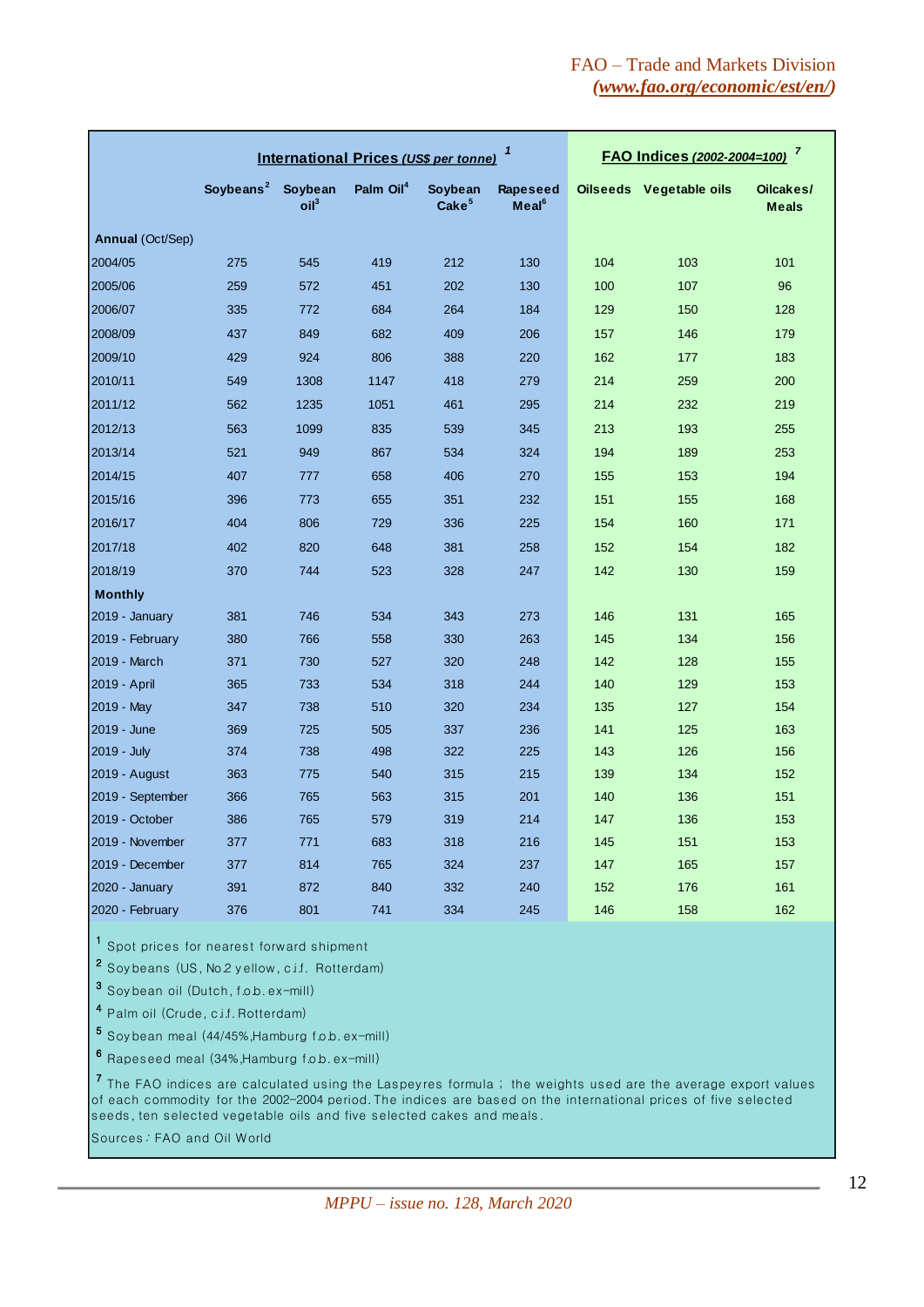| | International Prices (US$ per tonne) [1] | | | | | FAO Indices (2002-2004=100) [7] | | |
|---|---|---|---|---|---|---|---|---|
| | Soybeans[2] | Soybean oil[3] | Palm Oil[4] | Soybean Cake[5] | Rapeseed Meal[6] | Oilseeds | Vegetable oils | Oilcakes/ Meals |
| **Annual** (Oct/Sep) | | | | | | | | |
| 2004/05 | 275 | 545 | 419 | 212 | 130 | 104 | 103 | 101 |
| 2005/06 | 259 | 572 | 451 | 202 | 130 | 100 | 107 | 96 |
| 2006/07 | 335 | 772 | 684 | 264 | 184 | 129 | 150 | 128 |
| 2008/09 | 437 | 849 | 682 | 409 | 206 | 157 | 146 | 179 |
| 2009/10 | 429 | 924 | 806 | 388 | 220 | 162 | 177 | 183 |
| 2010/11 | 549 | 1308 | 1147 | 418 | 279 | 214 | 259 | 200 |
| 2011/12 | 562 | 1235 | 1051 | 461 | 295 | 214 | 232 | 219 |
| 2012/13 | 563 | 1099 | 835 | 539 | 345 | 213 | 193 | 255 |
| 2013/14 | 521 | 949 | 867 | 534 | 324 | 194 | 189 | 253 |
| 2014/15 | 407 | 777 | 658 | 406 | 270 | 155 | 153 | 194 |
| 2015/16 | 396 | 773 | 655 | 351 | 232 | 151 | 155 | 168 |
| 2016/17 | 404 | 806 | 729 | 336 | 225 | 154 | 160 | 171 |
| 2017/18 | 402 | 820 | 648 | 381 | 258 | 152 | 154 | 182 |
| 2018/19 | 370 | 744 | 523 | 328 | 247 | 142 | 130 | 159 |
| **Monthly** | | | | | | | | |
| 2019 - January | 381 | 746 | 534 | 343 | 273 | 146 | 131 | 165 |
| 2019 - February | 380 | 766 | 558 | 330 | 263 | 145 | 134 | 156 |
| 2019 - March | 371 | 730 | 527 | 320 | 248 | 142 | 128 | 155 |
| 2019 - April | 365 | 733 | 534 | 318 | 244 | 140 | 129 | 153 |
| 2019 - May | 347 | 738 | 510 | 320 | 234 | 135 | 127 | 154 |
| 2019 - June | 369 | 725 | 505 | 337 | 236 | 141 | 125 | 163 |
| 2019 - July | 374 | 738 | 498 | 322 | 225 | 143 | 126 | 156 |
| 2019 - August | 363 | 775 | 540 | 315 | 215 | 139 | 134 | 152 |
| 2019 - September | 366 | 765 | 563 | 315 | 201 | 140 | 136 | 151 |
| 2019 - October | 386 | 765 | 579 | 319 | 214 | 147 | 136 | 153 |
| 2019 - November | 377 | 771 | 683 | 318 | 216 | 145 | 151 | 153 |
| 2019 - December | 377 | 814 | 765 | 324 | 237 | 147 | 165 | 157 |
| 2020 - January | 391 | 872 | 840 | 332 | 240 | 152 | 176 | 161 |
| 2020 - February | 376 | 801 | 741 | 334 | 245 | 146 | 158 | 162 |

[1] Spot prices for nearest forward shipment

[2] Soybeans (US, No.2 yellow, c.i.f. Rotterdam)

[3] Soybean oil (Dutch, f.o.b. ex-mill)

[4] Palm oil (Crude, c.i.f. Rotterdam)

[5] Soybean meal (44/45%,Hamburg f.o.b. ex-mill)

[6] Rapeseed meal (34%,Hamburg f.o.b. ex-mill)

[7] The FAO indices are calculated using the Laspeyres formula ; the weights used are the average export values of each commodity for the 2002-2004 period. The indices are based on the international prices of five selected seeds, ten selected vegetable oils and five selected cakes and meals.

Sources: FAO and Oil World